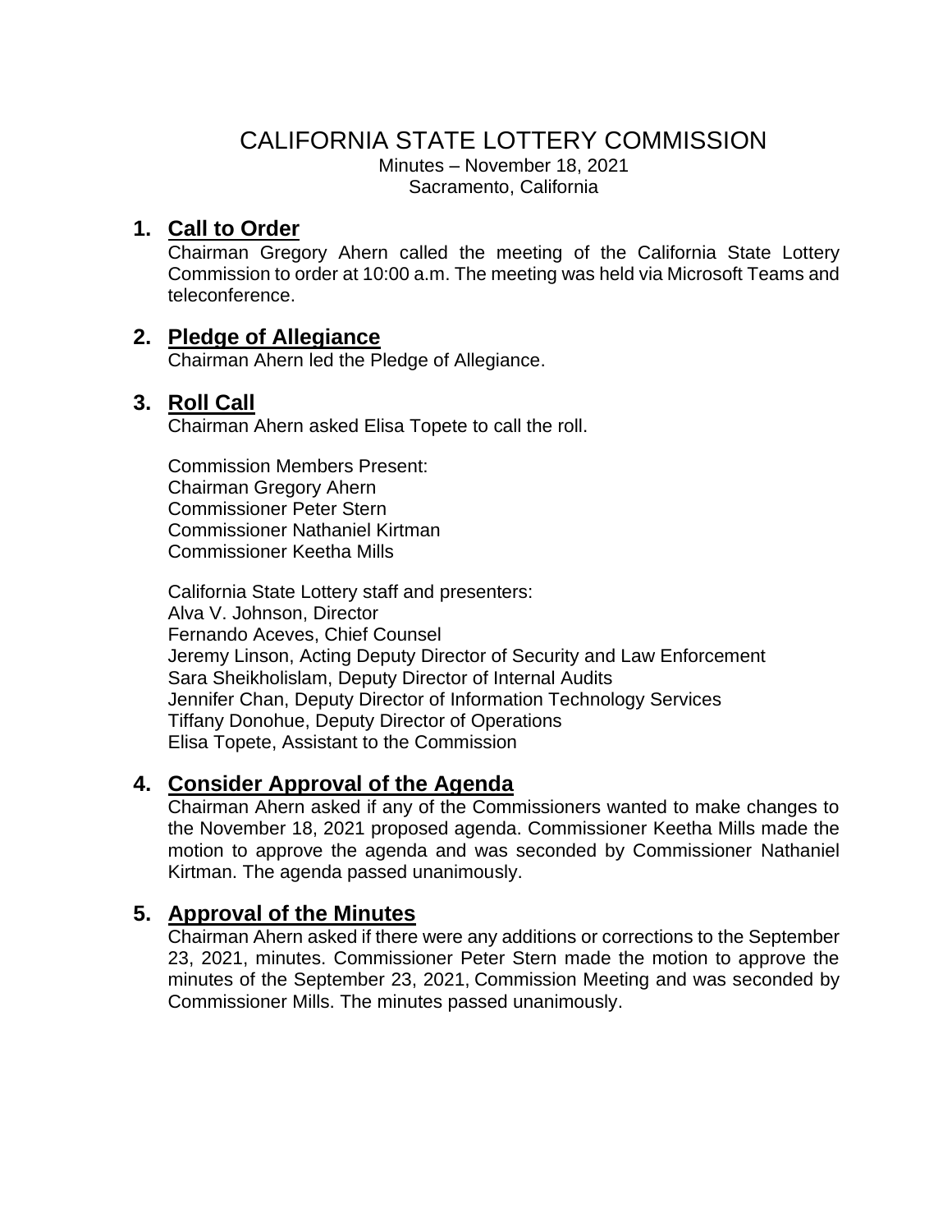# CALIFORNIA STATE LOTTERY COMMISSION

Minutes – November 18, 2021
Sacramento, California

## 1. Call to Order

Chairman Gregory Ahern called the meeting of the California State Lottery Commission to order at 10:00 a.m. The meeting was held via Microsoft Teams and teleconference.

## 2. Pledge of Allegiance

Chairman Ahern led the Pledge of Allegiance.

## 3. Roll Call

Chairman Ahern asked Elisa Topete to call the roll.

Commission Members Present:
Chairman Gregory Ahern
Commissioner Peter Stern
Commissioner Nathaniel Kirtman
Commissioner Keetha Mills

California State Lottery staff and presenters:
Alva V. Johnson, Director
Fernando Aceves, Chief Counsel
Jeremy Linson, Acting Deputy Director of Security and Law Enforcement
Sara Sheikholislam, Deputy Director of Internal Audits
Jennifer Chan, Deputy Director of Information Technology Services
Tiffany Donohue, Deputy Director of Operations
Elisa Topete, Assistant to the Commission

## 4. Consider Approval of the Agenda

Chairman Ahern asked if any of the Commissioners wanted to make changes to the November 18, 2021 proposed agenda. Commissioner Keetha Mills made the motion to approve the agenda and was seconded by Commissioner Nathaniel Kirtman. The agenda passed unanimously.

## 5. Approval of the Minutes

Chairman Ahern asked if there were any additions or corrections to the September 23, 2021, minutes. Commissioner Peter Stern made the motion to approve the minutes of the September 23, 2021, Commission Meeting and was seconded by Commissioner Mills. The minutes passed unanimously.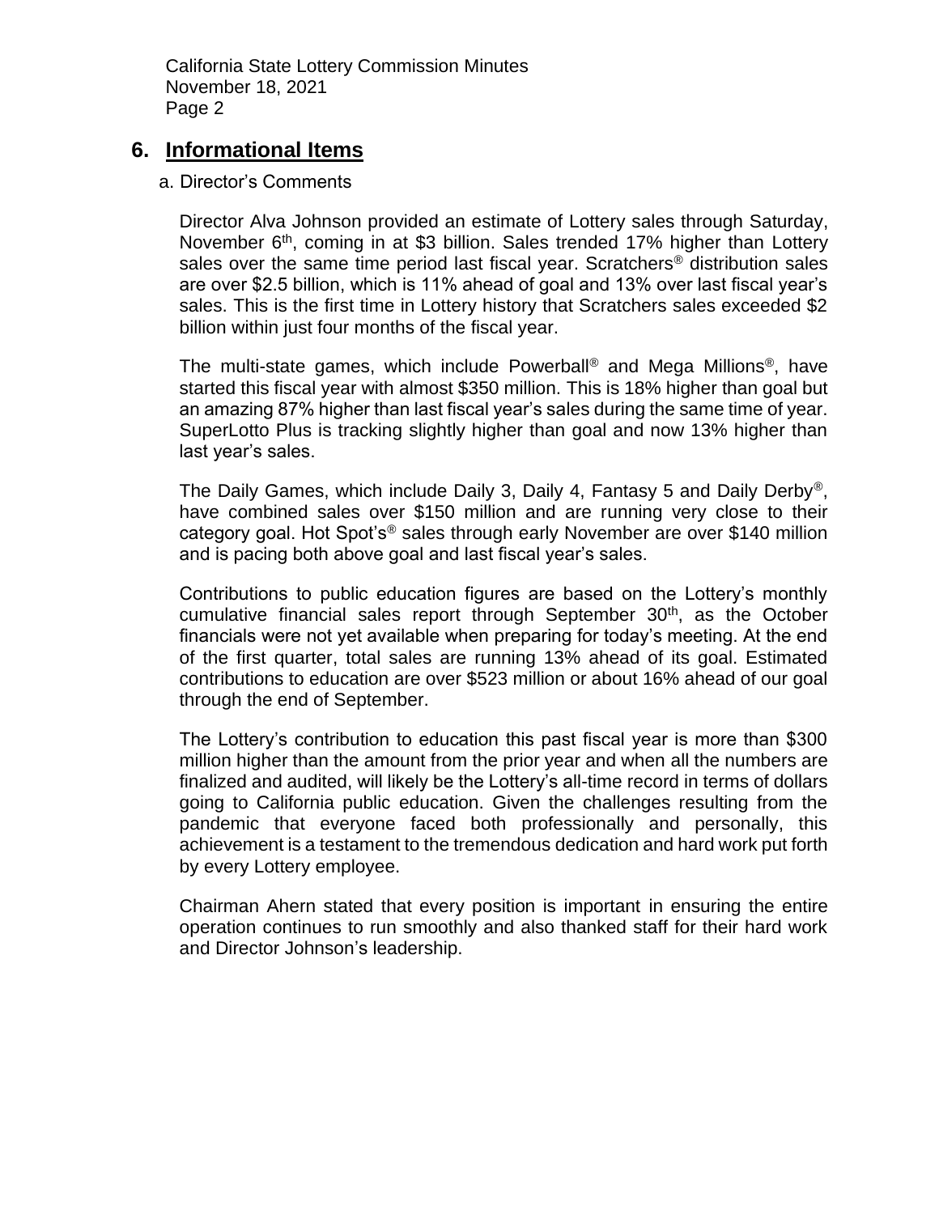## 6. Informational Items

a. Director's Comments

Director Alva Johnson provided an estimate of Lottery sales through Saturday, November 6th, coming in at $3 billion. Sales trended 17% higher than Lottery sales over the same time period last fiscal year. Scratchers® distribution sales are over $2.5 billion, which is 11% ahead of goal and 13% over last fiscal year's sales. This is the first time in Lottery history that Scratchers sales exceeded $2 billion within just four months of the fiscal year.

The multi-state games, which include Powerball® and Mega Millions®, have started this fiscal year with almost $350 million. This is 18% higher than goal but an amazing 87% higher than last fiscal year's sales during the same time of year. SuperLotto Plus is tracking slightly higher than goal and now 13% higher than last year's sales.

The Daily Games, which include Daily 3, Daily 4, Fantasy 5 and Daily Derby®, have combined sales over $150 million and are running very close to their category goal. Hot Spot's® sales through early November are over $140 million and is pacing both above goal and last fiscal year's sales.

Contributions to public education figures are based on the Lottery's monthly cumulative financial sales report through September 30th, as the October financials were not yet available when preparing for today's meeting. At the end of the first quarter, total sales are running 13% ahead of its goal. Estimated contributions to education are over $523 million or about 16% ahead of our goal through the end of September.

The Lottery's contribution to education this past fiscal year is more than $300 million higher than the amount from the prior year and when all the numbers are finalized and audited, will likely be the Lottery's all-time record in terms of dollars going to California public education. Given the challenges resulting from the pandemic that everyone faced both professionally and personally, this achievement is a testament to the tremendous dedication and hard work put forth by every Lottery employee.

Chairman Ahern stated that every position is important in ensuring the entire operation continues to run smoothly and also thanked staff for their hard work and Director Johnson's leadership.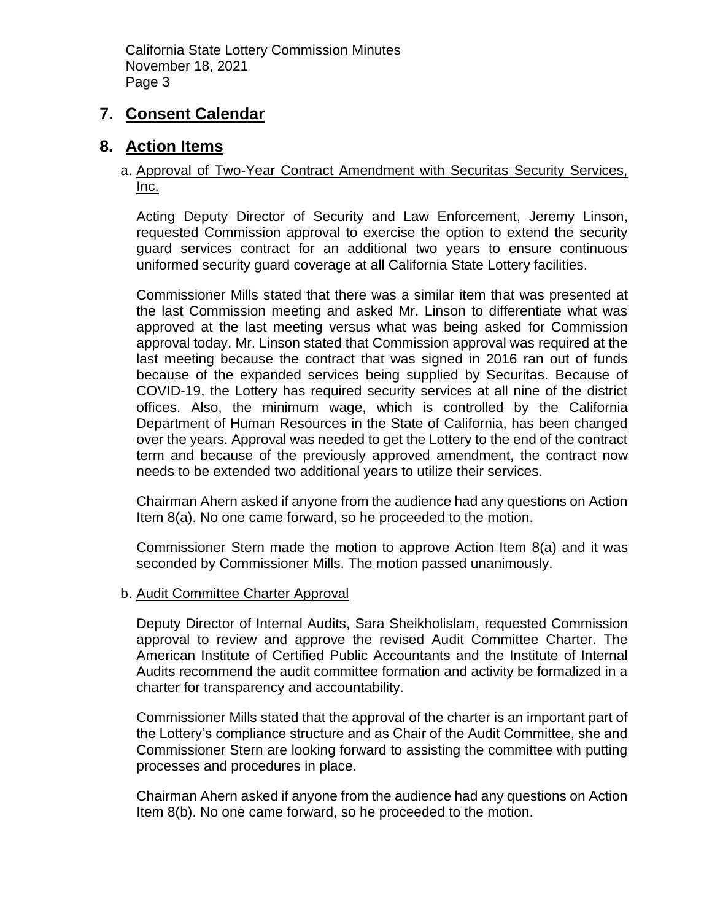## 7. Consent Calendar

## 8. Action Items

a. Approval of Two-Year Contract Amendment with Securitas Security Services, Inc.

Acting Deputy Director of Security and Law Enforcement, Jeremy Linson, requested Commission approval to exercise the option to extend the security guard services contract for an additional two years to ensure continuous uniformed security guard coverage at all California State Lottery facilities.

Commissioner Mills stated that there was a similar item that was presented at the last Commission meeting and asked Mr. Linson to differentiate what was approved at the last meeting versus what was being asked for Commission approval today. Mr. Linson stated that Commission approval was required at the last meeting because the contract that was signed in 2016 ran out of funds because of the expanded services being supplied by Securitas. Because of COVID-19, the Lottery has required security services at all nine of the district offices. Also, the minimum wage, which is controlled by the California Department of Human Resources in the State of California, has been changed over the years. Approval was needed to get the Lottery to the end of the contract term and because of the previously approved amendment, the contract now needs to be extended two additional years to utilize their services.

Chairman Ahern asked if anyone from the audience had any questions on Action Item 8(a). No one came forward, so he proceeded to the motion.

Commissioner Stern made the motion to approve Action Item 8(a) and it was seconded by Commissioner Mills. The motion passed unanimously.

b. Audit Committee Charter Approval

Deputy Director of Internal Audits, Sara Sheikholislam, requested Commission approval to review and approve the revised Audit Committee Charter. The American Institute of Certified Public Accountants and the Institute of Internal Audits recommend the audit committee formation and activity be formalized in a charter for transparency and accountability.

Commissioner Mills stated that the approval of the charter is an important part of the Lottery's compliance structure and as Chair of the Audit Committee, she and Commissioner Stern are looking forward to assisting the committee with putting processes and procedures in place.

Chairman Ahern asked if anyone from the audience had any questions on Action Item 8(b). No one came forward, so he proceeded to the motion.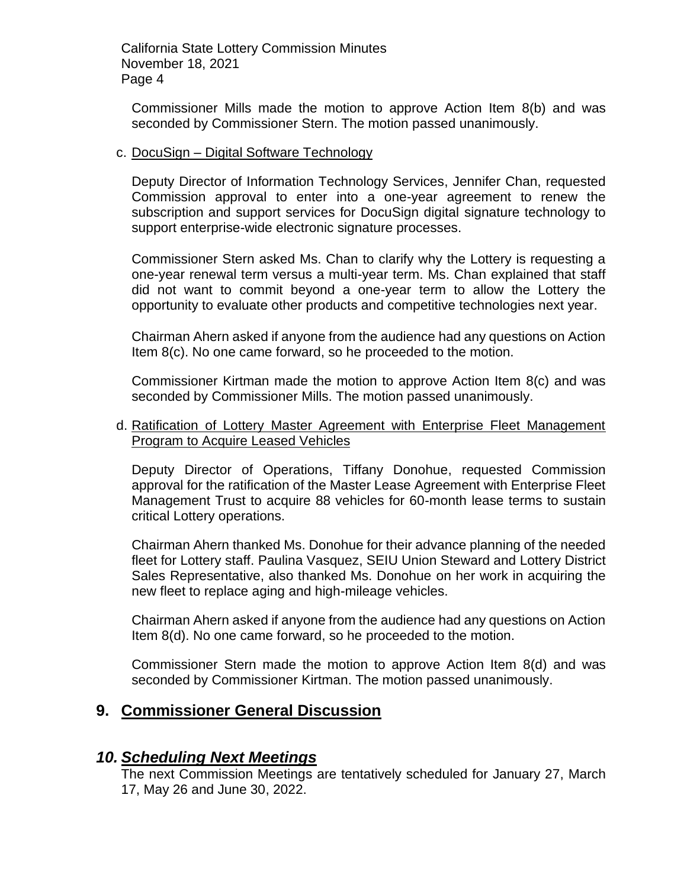Commissioner Mills made the motion to approve Action Item 8(b) and was seconded by Commissioner Stern. The motion passed unanimously.

c. DocuSign – Digital Software Technology

Deputy Director of Information Technology Services, Jennifer Chan, requested Commission approval to enter into a one-year agreement to renew the subscription and support services for DocuSign digital signature technology to support enterprise-wide electronic signature processes.

Commissioner Stern asked Ms. Chan to clarify why the Lottery is requesting a one-year renewal term versus a multi-year term. Ms. Chan explained that staff did not want to commit beyond a one-year term to allow the Lottery the opportunity to evaluate other products and competitive technologies next year.

Chairman Ahern asked if anyone from the audience had any questions on Action Item 8(c). No one came forward, so he proceeded to the motion.

Commissioner Kirtman made the motion to approve Action Item 8(c) and was seconded by Commissioner Mills. The motion passed unanimously.

d. Ratification of Lottery Master Agreement with Enterprise Fleet Management Program to Acquire Leased Vehicles

Deputy Director of Operations, Tiffany Donohue, requested Commission approval for the ratification of the Master Lease Agreement with Enterprise Fleet Management Trust to acquire 88 vehicles for 60-month lease terms to sustain critical Lottery operations.

Chairman Ahern thanked Ms. Donohue for their advance planning of the needed fleet for Lottery staff. Paulina Vasquez, SEIU Union Steward and Lottery District Sales Representative, also thanked Ms. Donohue on her work in acquiring the new fleet to replace aging and high-mileage vehicles.

Chairman Ahern asked if anyone from the audience had any questions on Action Item 8(d). No one came forward, so he proceeded to the motion.

Commissioner Stern made the motion to approve Action Item 8(d) and was seconded by Commissioner Kirtman. The motion passed unanimously.

## 9. Commissioner General Discussion

## *10. Scheduling Next Meetings*

The next Commission Meetings are tentatively scheduled for January 27, March 17, May 26 and June 30, 2022.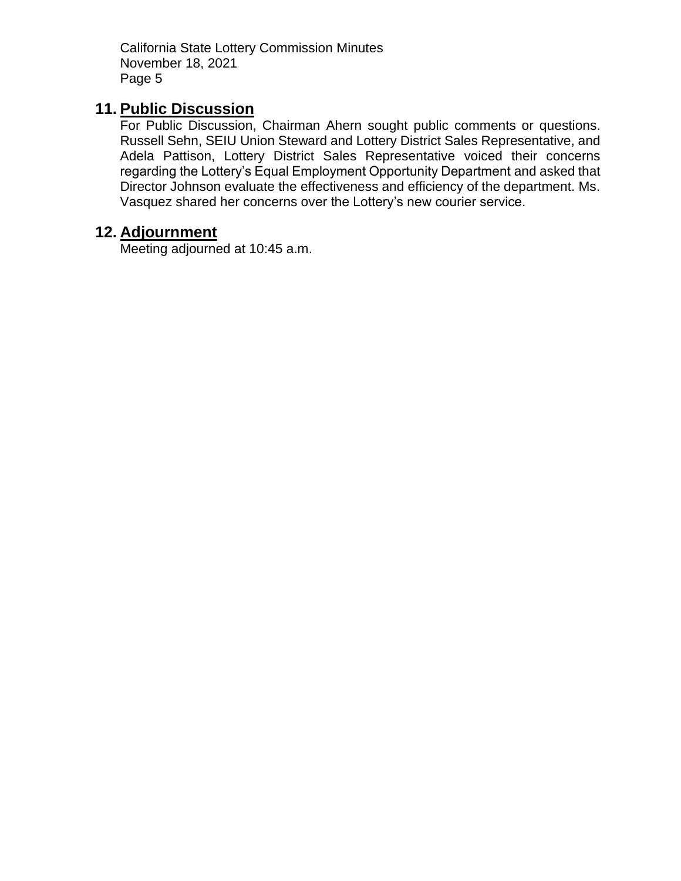## 11. Public Discussion

For Public Discussion, Chairman Ahern sought public comments or questions. Russell Sehn, SEIU Union Steward and Lottery District Sales Representative, and Adela Pattison, Lottery District Sales Representative voiced their concerns regarding the Lottery's Equal Employment Opportunity Department and asked that Director Johnson evaluate the effectiveness and efficiency of the department. Ms. Vasquez shared her concerns over the Lottery's new courier service.

## 12. Adjournment

Meeting adjourned at 10:45 a.m.